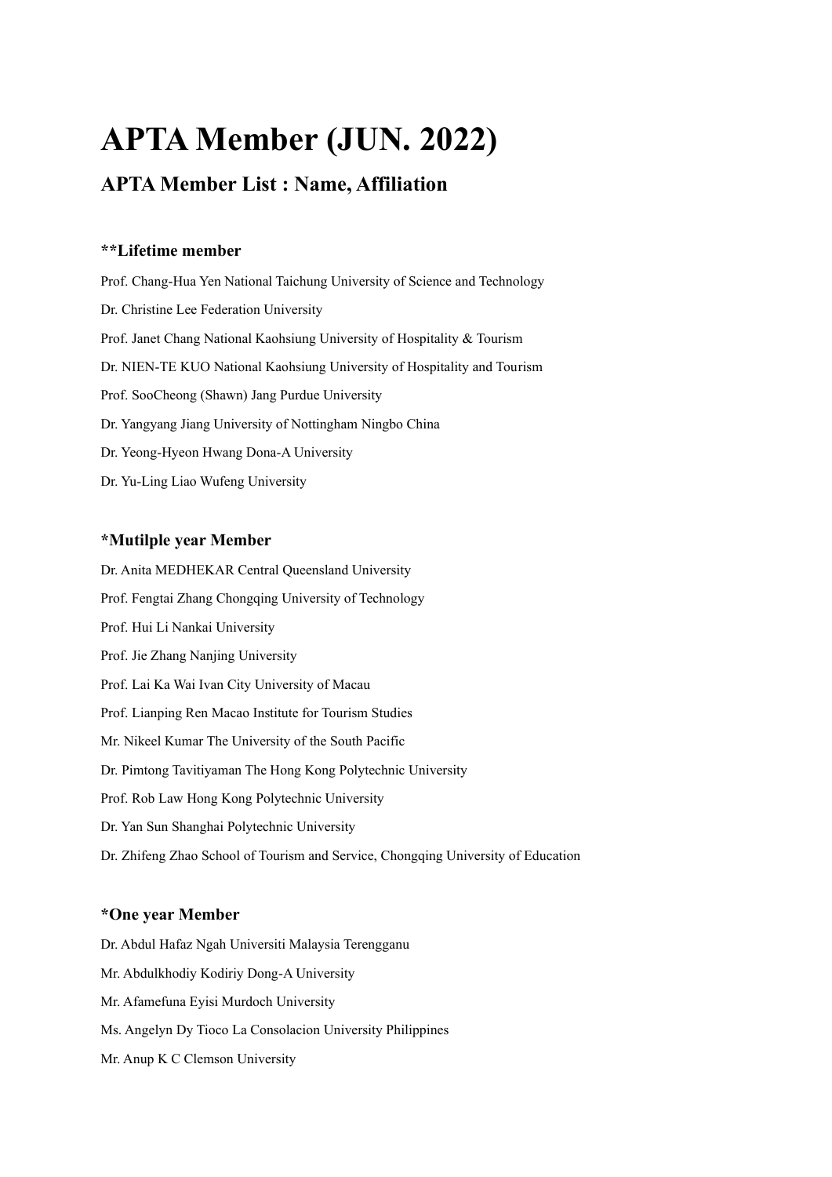# APTA Member (JUN. 2022)

## APTA Member List : Name, Affiliation

### **Lifetime member

Prof. Chang-Hua Yen National Taichung University of Science and Technology

Dr. Christine Lee Federation University

Prof. Janet Chang National Kaohsiung University of Hospitality & Tourism

Dr. NIEN-TE KUO National Kaohsiung University of Hospitality and Tourism

Prof. SooCheong (Shawn) Jang Purdue University

Dr. Yangyang Jiang University of Nottingham Ningbo China

Dr. Yeong-Hyeon Hwang Dona-A University

Dr. Yu-Ling Liao Wufeng University

### *Mutilple year Member

Dr. Anita MEDHEKAR Central Queensland University

Prof. Fengtai Zhang Chongqing University of Technology

Prof. Hui Li Nankai University

Prof. Jie Zhang Nanjing University

Prof. Lai Ka Wai Ivan City University of Macau

Prof. Lianping Ren Macao Institute for Tourism Studies

Mr. Nikeel Kumar The University of the South Pacific

Dr. Pimtong Tavitiyaman The Hong Kong Polytechnic University

Prof. Rob Law Hong Kong Polytechnic University

Dr. Yan Sun Shanghai Polytechnic University

Dr. Zhifeng Zhao School of Tourism and Service, Chongqing University of Education

### *One year Member

Dr. Abdul Hafaz Ngah Universiti Malaysia Terengganu

Mr. Abdulkhodiy Kodiriy Dong-A University

Mr. Afamefuna Eyisi Murdoch University

Ms. Angelyn Dy Tioco La Consolacion University Philippines

Mr. Anup K C Clemson University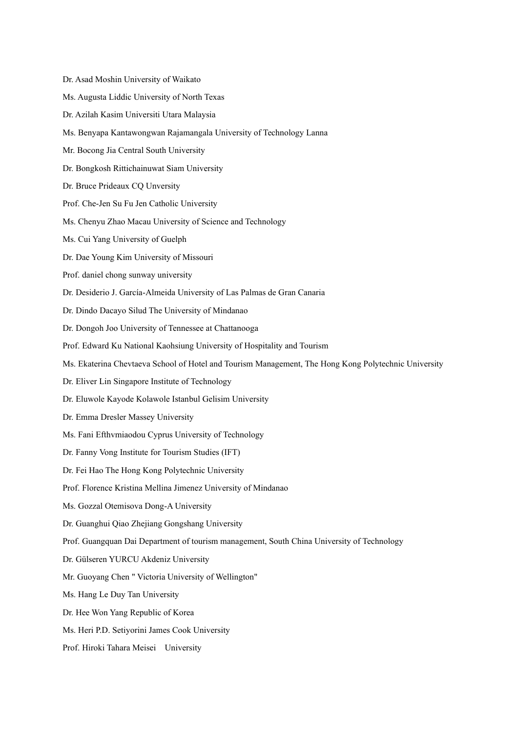Dr. Asad Moshin University of Waikato

Ms. Augusta Liddic University of North Texas

Dr. Azilah Kasim Universiti Utara Malaysia

Ms. Benyapa Kantawongwan Rajamangala University of Technology Lanna

Mr. Bocong Jia Central South University

Dr. Bongkosh Rittichainuwat Siam University

Dr. Bruce Prideaux CQ Unversity

Prof. Che-Jen Su Fu Jen Catholic University

Ms. Chenyu Zhao Macau University of Science and Technology

Ms. Cui Yang University of Guelph

Dr. Dae Young Kim University of Missouri

Prof. daniel chong sunway university

Dr. Desiderio J. García-Almeida University of Las Palmas de Gran Canaria

Dr. Dindo Dacayo Silud The University of Mindanao

Dr. Dongoh Joo University of Tennessee at Chattanooga

Prof. Edward Ku National Kaohsiung University of Hospitality and Tourism

Ms. Ekaterina Chevtaeva School of Hotel and Tourism Management, The Hong Kong Polytechnic University

Dr. Eliver Lin Singapore Institute of Technology

Dr. Eluwole Kayode Kolawole Istanbul Gelisim University

Dr. Emma Dresler Massey University

Ms. Fani Efthvmiaodou Cyprus University of Technology

Dr. Fanny Vong Institute for Tourism Studies (IFT)

Dr. Fei Hao The Hong Kong Polytechnic University

Prof. Florence Kristina Mellina Jimenez University of Mindanao

Ms. Gozzal Otemisova Dong-A University

Dr. Guanghui Qiao Zhejiang Gongshang University

Prof. Guangquan Dai Department of tourism management, South China University of Technology

Dr. Gülseren YURCU Akdeniz University

Mr. Guoyang Chen " Victoria University of Wellington"

Ms. Hang Le Duy Tan University

Dr. Hee Won Yang Republic of Korea

Ms. Heri P.D. Setiyorini James Cook University

Prof. Hiroki Tahara Meisei University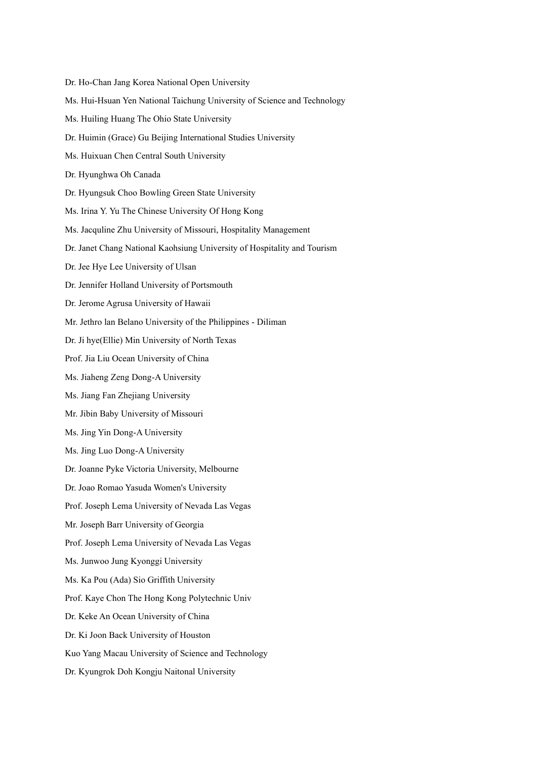Dr. Ho-Chan Jang Korea National Open University

Ms. Hui-Hsuan Yen National Taichung University of Science and Technology

Ms. Huiling Huang The Ohio State University

Dr. Huimin (Grace) Gu Beijing International Studies University

Ms. Huixuan Chen Central South University

Dr. Hyunghwa Oh Canada

Dr. Hyungsuk Choo Bowling Green State University

Ms. Irina Y. Yu The Chinese University Of Hong Kong

Ms. Jacquline Zhu University of Missouri, Hospitality Management

Dr. Janet Chang National Kaohsiung University of Hospitality and Tourism

Dr. Jee Hye Lee University of Ulsan

Dr. Jennifer Holland University of Portsmouth

Dr. Jerome Agrusa University of Hawaii

Mr. Jethro lan Belano University of the Philippines - Diliman

Dr. Ji hye(Ellie) Min University of North Texas

Prof. Jia Liu Ocean University of China

Ms. Jiaheng Zeng Dong-A University

Ms. Jiang Fan Zhejiang University

Mr. Jibin Baby University of Missouri

Ms. Jing Yin Dong-A University

Ms. Jing Luo Dong-A University

Dr. Joanne Pyke Victoria University, Melbourne

Dr. Joao Romao Yasuda Women's University

Prof. Joseph Lema University of Nevada Las Vegas

Mr. Joseph Barr University of Georgia

Prof. Joseph Lema University of Nevada Las Vegas

Ms. Junwoo Jung Kyonggi University

Ms. Ka Pou (Ada) Sio Griffith University

Prof. Kaye Chon The Hong Kong Polytechnic Univ

Dr. Keke An Ocean University of China

Dr. Ki Joon Back University of Houston

Kuo Yang Macau University of Science and Technology

Dr. Kyungrok Doh Kongju Naitonal University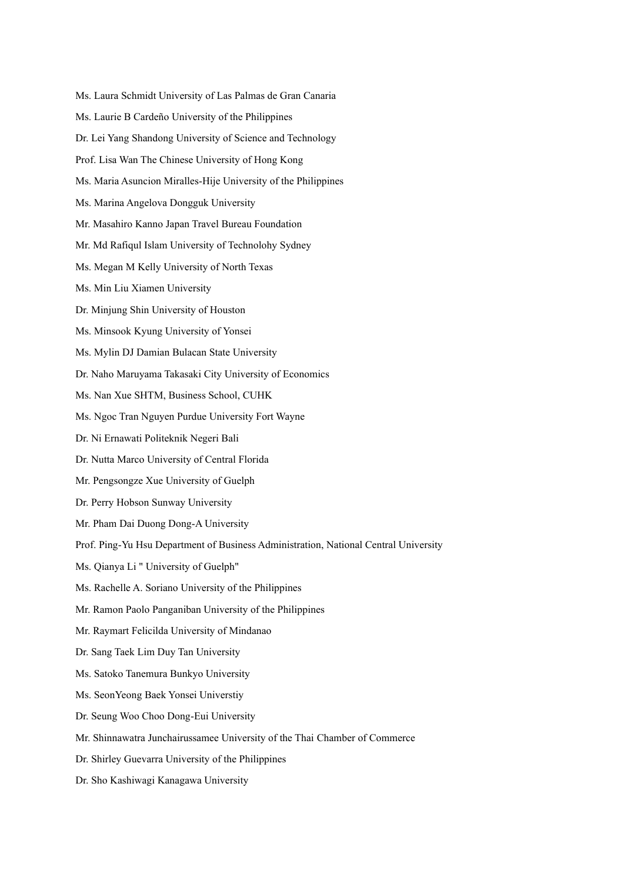Ms. Laura Schmidt University of Las Palmas de Gran Canaria

Ms. Laurie B Cardeño University of the Philippines

Dr. Lei Yang Shandong University of Science and Technology

Prof. Lisa Wan The Chinese University of Hong Kong

Ms. Maria Asuncion Miralles-Hije University of the Philippines

Ms. Marina Angelova Dongguk University

Mr. Masahiro Kanno Japan Travel Bureau Foundation

Mr. Md Rafiqul Islam University of Technolohy Sydney

Ms. Megan M Kelly University of North Texas

Ms. Min Liu Xiamen University

Dr. Minjung Shin University of Houston

Ms. Minsook Kyung University of Yonsei

Ms. Mylin DJ Damian Bulacan State University

Dr. Naho Maruyama Takasaki City University of Economics

Ms. Nan Xue SHTM, Business School, CUHK

Ms. Ngoc Tran Nguyen Purdue University Fort Wayne

Dr. Ni Ernawati Politeknik Negeri Bali

Dr. Nutta Marco University of Central Florida

Mr. Pengsongze Xue University of Guelph

Dr. Perry Hobson Sunway University

Mr. Pham Dai Duong Dong-A University

Prof. Ping-Yu Hsu Department of Business Administration, National Central University

Ms. Qianya Li " University of Guelph"

Ms. Rachelle A. Soriano University of the Philippines

Mr. Ramon Paolo Panganiban University of the Philippines

Mr. Raymart Felicilda University of Mindanao

Dr. Sang Taek Lim Duy Tan University

Ms. Satoko Tanemura Bunkyo University

Ms. SeonYeong Baek Yonsei Universtiy

Dr. Seung Woo Choo Dong-Eui University

Mr. Shinnawatra Junchairussamee University of the Thai Chamber of Commerce

Dr. Shirley Guevarra University of the Philippines

Dr. Sho Kashiwagi Kanagawa University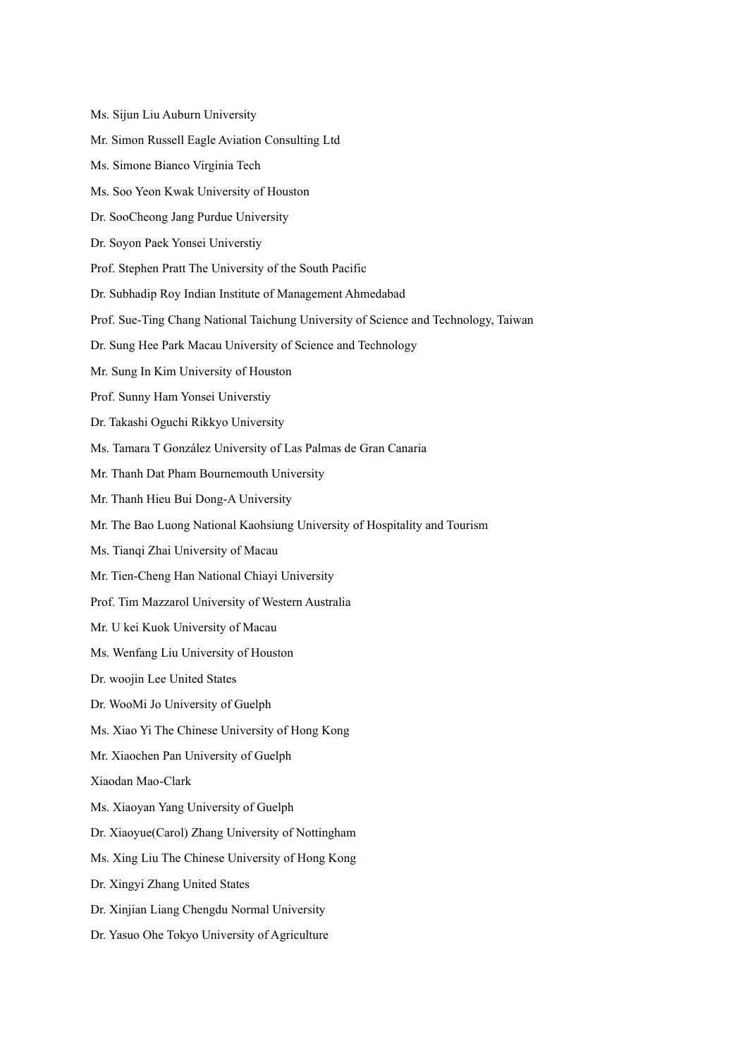Ms. Sijun Liu Auburn University

Mr. Simon Russell Eagle Aviation Consulting Ltd

Ms. Simone Bianco Virginia Tech

Ms. Soo Yeon Kwak University of Houston

Dr. SooCheong Jang Purdue University

Dr. Soyon Paek Yonsei Universtiy

Prof. Stephen Pratt The University of the South Pacific

Dr. Subhadip Roy Indian Institute of Management Ahmedabad

Prof. Sue-Ting Chang National Taichung University of Science and Technology, Taiwan

Dr. Sung Hee Park Macau University of Science and Technology

Mr. Sung In Kim University of Houston

Prof. Sunny Ham Yonsei Universtiy

Dr. Takashi Oguchi Rikkyo University

Ms. Tamara T González University of Las Palmas de Gran Canaria

Mr. Thanh Dat Pham Bournemouth University

Mr. Thanh Hieu Bui Dong-A University

Mr. The Bao Luong National Kaohsiung University of Hospitality and Tourism

Ms. Tianqi Zhai University of Macau

Mr. Tien-Cheng Han National Chiayi University

Prof. Tim Mazzarol University of Western Australia

Mr. U kei Kuok University of Macau

Ms. Wenfang Liu University of Houston

Dr. woojin Lee United States

Dr. WooMi Jo University of Guelph

Ms. Xiao Yi The Chinese University of Hong Kong

Mr. Xiaochen Pan University of Guelph

Xiaodan Mao-Clark

Ms. Xiaoyan Yang University of Guelph

Dr. Xiaoyue(Carol) Zhang University of Nottingham

Ms. Xing Liu The Chinese University of Hong Kong

Dr. Xingyi Zhang United States

Dr. Xinjian Liang Chengdu Normal University

Dr. Yasuo Ohe Tokyo University of Agriculture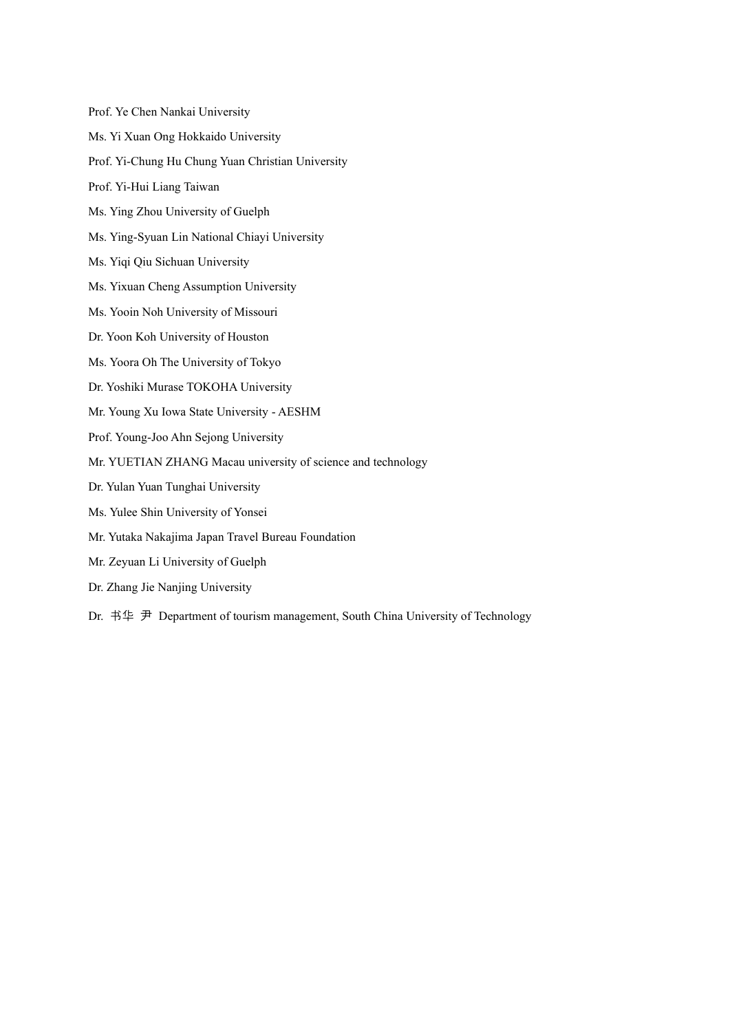Prof. Ye Chen Nankai University

Ms. Yi Xuan Ong Hokkaido University

Prof. Yi-Chung Hu Chung Yuan Christian University

Prof. Yi-Hui Liang Taiwan

Ms. Ying Zhou University of Guelph

Ms. Ying-Syuan Lin National Chiayi University

Ms. Yiqi Qiu Sichuan University

Ms. Yixuan Cheng Assumption University

Ms. Yooin Noh University of Missouri

Dr. Yoon Koh University of Houston

Ms. Yoora Oh The University of Tokyo

Dr. Yoshiki Murase TOKOHA University

Mr. Young Xu Iowa State University - AESHM

Prof. Young-Joo Ahn Sejong University

Mr. YUETIAN ZHANG Macau university of science and technology

Dr. Yulan Yuan Tunghai University

Ms. Yulee Shin University of Yonsei

Mr. Yutaka Nakajima Japan Travel Bureau Foundation

Mr. Zeyuan Li University of Guelph

Dr. Zhang Jie Nanjing University

Dr. 书华 尹 Department of tourism management, South China University of Technology